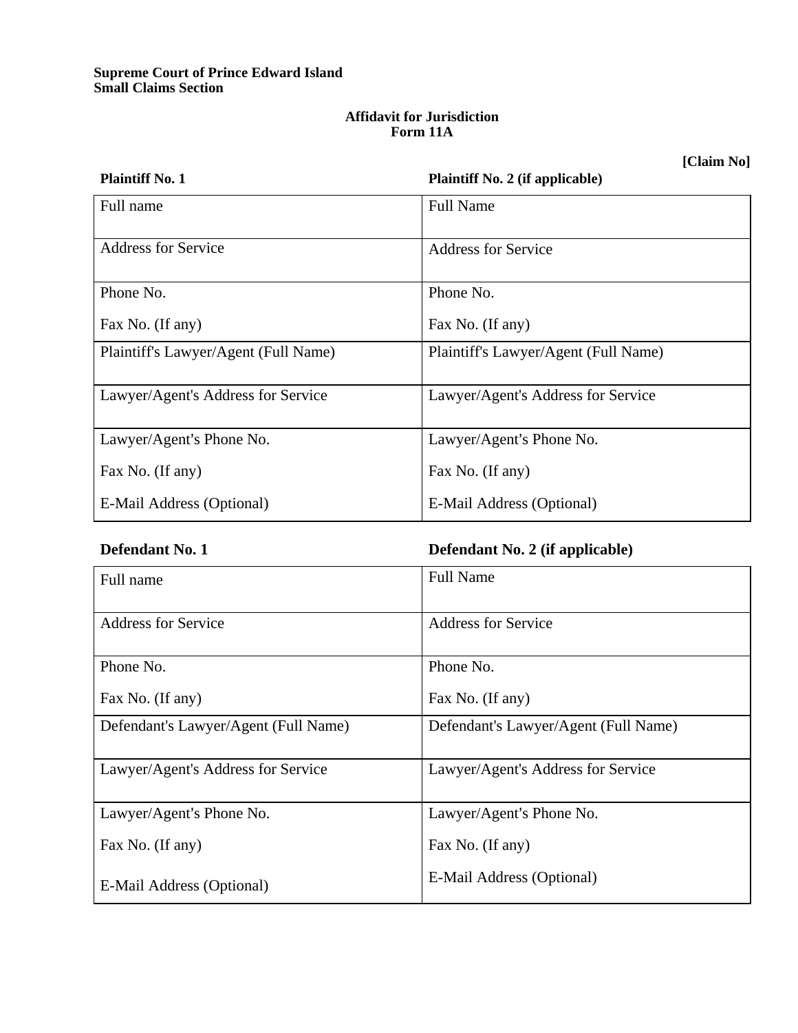**Supreme Court of Prince Edward Island**
**Small Claims Section**

**Affidavit for Jurisdiction**
**Form 11A**

**[Claim No]**

| **Plaintiff No. 1** | **Plaintiff No. 2 (if applicable)** |
| --- | --- |
| Full name | Full Name |
| Address for Service | Address for Service |
| Phone No.<br><br>Fax No. (If any) | Phone No.<br><br>Fax No. (If any) |
| Plaintiff's Lawyer/Agent (Full Name) | Plaintiff's Lawyer/Agent (Full Name) |
| Lawyer/Agent's Address for Service | Lawyer/Agent's Address for Service |
| Lawyer/Agent's Phone No.<br><br>Fax No. (If any)<br><br>E-Mail Address (Optional) | Lawyer/Agent's Phone No.<br><br>Fax No. (If any)<br><br>E-Mail Address (Optional) |

| **Defendant No. 1** | **Defendant No. 2 (if applicable)** |
| --- | --- |
| Full name | Full Name |
| Address for Service | Address for Service |
| Phone No.<br><br>Fax No. (If any) | Phone No.<br><br>Fax No. (If any) |
| Defendant's Lawyer/Agent (Full Name) | Defendant's Lawyer/Agent (Full Name) |
| Lawyer/Agent's Address for Service | Lawyer/Agent's Address for Service |
| Lawyer/Agent's Phone No.<br><br>Fax No. (If any)<br><br>E-Mail Address (Optional) | Lawyer/Agent's Phone No.<br><br>Fax No. (If any)<br><br>E-Mail Address (Optional) |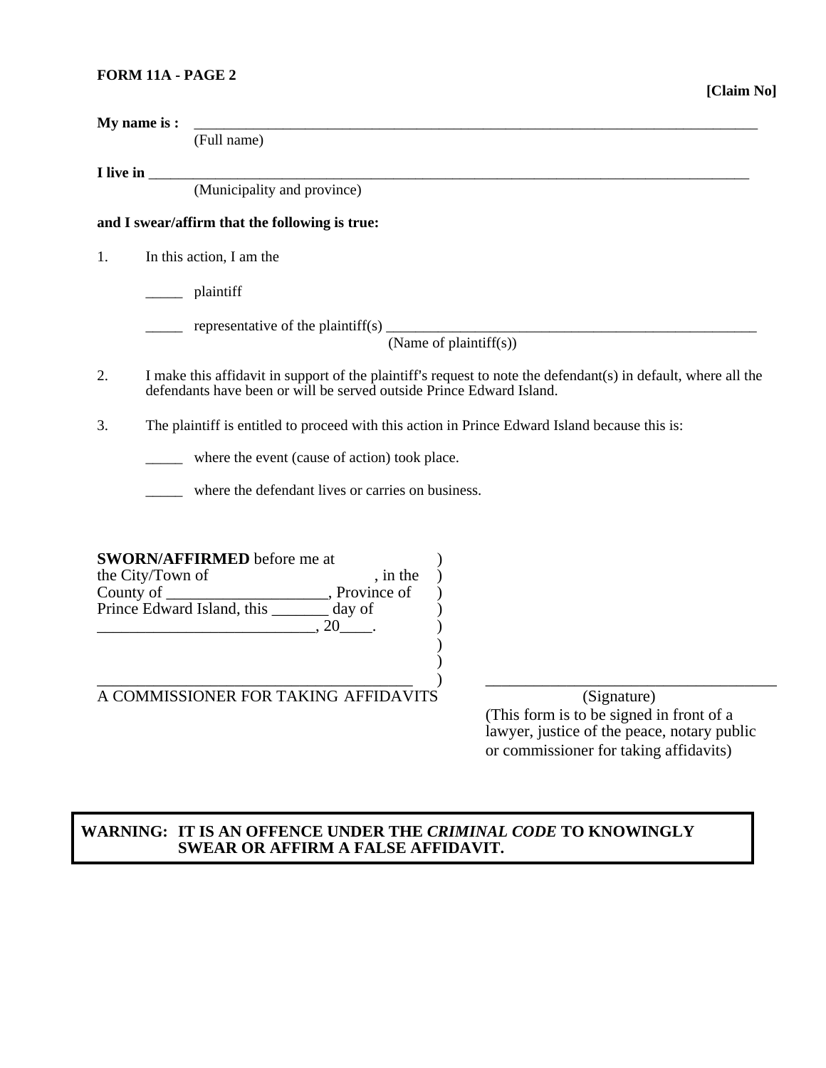**FORM 11A - PAGE 2**

**[Claim No]**

**My name is :** ________________________________________________________________________________
(Full name)

**I live in** ____________________________________________________________________________________
(Municipality and province)

**and I swear/affirm that the following is true:**

1. In this action, I am the

   _____ plaintiff

   _____ representative of the plaintiff(s) ______________________________________________________
   (Name of plaintiff(s))

2. I make this affidavit in support of the plaintiff's request to note the defendant(s) in default, where all the defendants have been or will be served outside Prince Edward Island.

3. The plaintiff is entitled to proceed with this action in Prince Edward Island because this is:

   _____ where the event (cause of action) took place.

   _____ where the defendant lives or carries on business.

**SWORN/AFFIRMED** before me at )
the City/Town of , in the )
County of ____________________, Province of )
Prince Edward Island, this _______ day of )
____________________________, 20____. )
)
)
________________________________________ )
A COMMISSIONER FOR TAKING AFFIDAVITS

______________________________________
(Signature)
(This form is to be signed in front of a lawyer, justice of the peace, notary public or commissioner for taking affidavits)

**WARNING: IT IS AN OFFENCE UNDER THE *CRIMINAL CODE* TO KNOWINGLY SWEAR OR AFFIRM A FALSE AFFIDAVIT.**